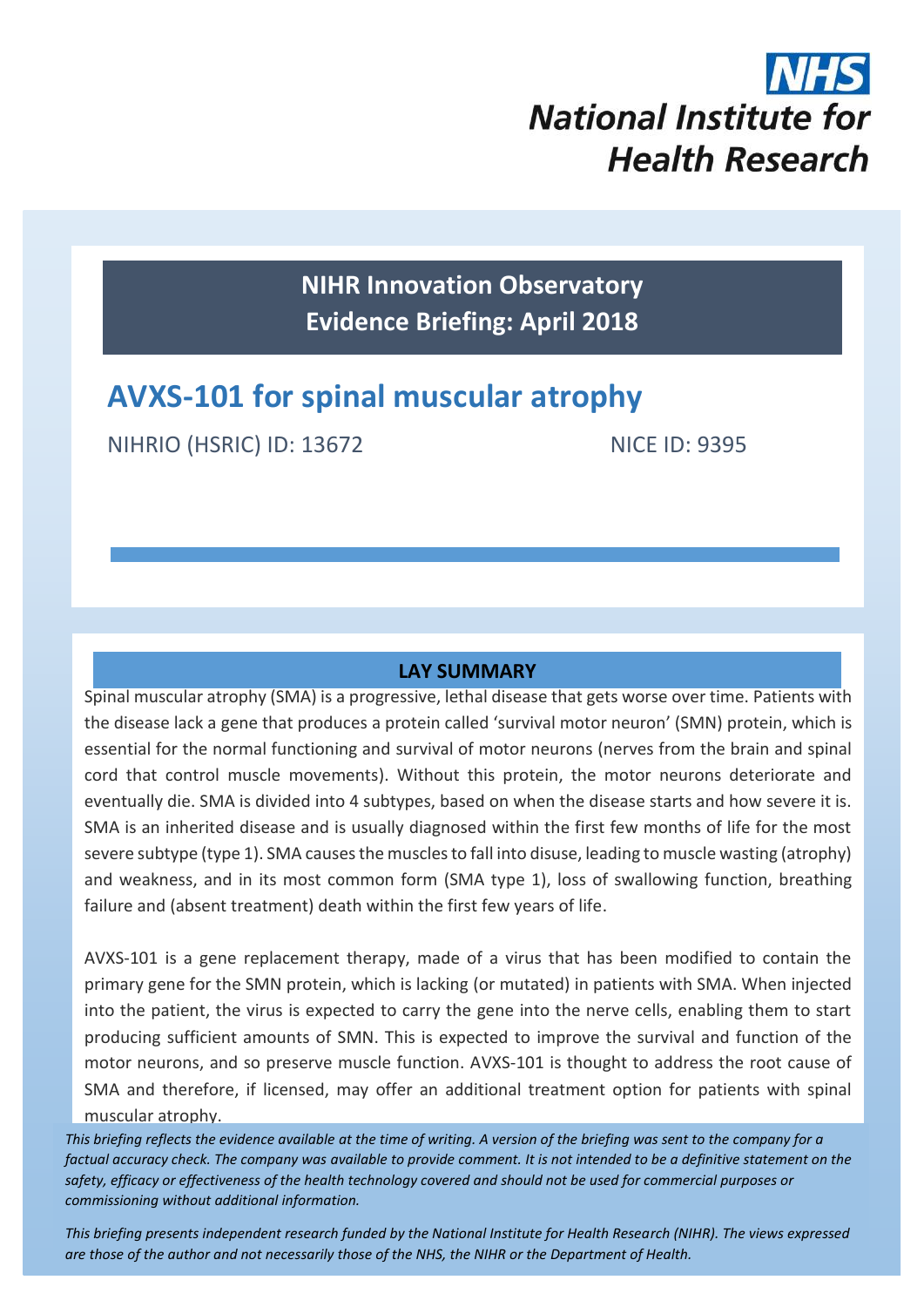NHS

National Institute for Health Research

**NIHR Innovation Observatory**
**Evidence Briefing: April 2018**

# AVXS-101 for spinal muscular atrophy

NIHRIO (HSRIC) ID: 13672 NICE ID: 9395

## LAY SUMMARY

Spinal muscular atrophy (SMA) is a progressive, lethal disease that gets worse over time. Patients with the disease lack a gene that produces a protein called 'survival motor neuron' (SMN) protein, which is essential for the normal functioning and survival of motor neurons (nerves from the brain and spinal cord that control muscle movements). Without this protein, the motor neurons deteriorate and eventually die. SMA is divided into 4 subtypes, based on when the disease starts and how severe it is. SMA is an inherited disease and is usually diagnosed within the first few months of life for the most severe subtype (type 1). SMA causes the muscles to fall into disuse, leading to muscle wasting (atrophy) and weakness, and in its most common form (SMA type 1), loss of swallowing function, breathing failure and (absent treatment) death within the first few years of life.

AVXS-101 is a gene replacement therapy, made of a virus that has been modified to contain the primary gene for the SMN protein, which is lacking (or mutated) in patients with SMA. When injected into the patient, the virus is expected to carry the gene into the nerve cells, enabling them to start producing sufficient amounts of SMN. This is expected to improve the survival and function of the motor neurons, and so preserve muscle function. AVXS-101 is thought to address the root cause of SMA and therefore, if licensed, may offer an additional treatment option for patients with spinal muscular atrophy.

*This briefing reflects the evidence available at the time of writing. A version of the briefing was sent to the company for a factual accuracy check. The company was available to provide comment. It is not intended to be a definitive statement on the safety, efficacy or effectiveness of the health technology covered and should not be used for commercial purposes or commissioning without additional information.*

*This briefing presents independent research funded by the National Institute for Health Research (NIHR). The views expressed are those of the author and not necessarily those of the NHS, the NIHR or the Department of Health.*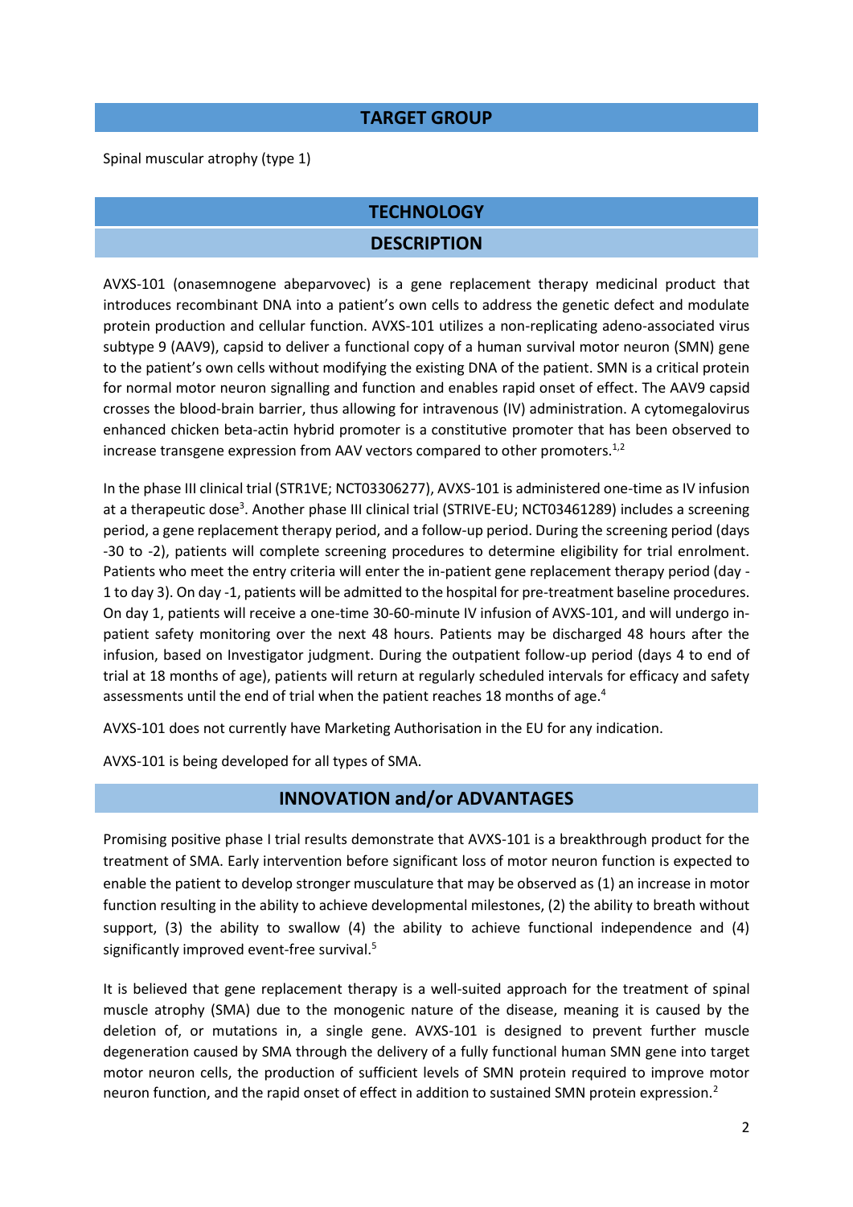## TARGET GROUP

Spinal muscular atrophy (type 1)

## TECHNOLOGY

### DESCRIPTION

AVXS-101 (onasemnogene abeparvovec) is a gene replacement therapy medicinal product that introduces recombinant DNA into a patient's own cells to address the genetic defect and modulate protein production and cellular function. AVXS-101 utilizes a non-replicating adeno-associated virus subtype 9 (AAV9), capsid to deliver a functional copy of a human survival motor neuron (SMN) gene to the patient's own cells without modifying the existing DNA of the patient. SMN is a critical protein for normal motor neuron signalling and function and enables rapid onset of effect. The AAV9 capsid crosses the blood-brain barrier, thus allowing for intravenous (IV) administration. A cytomegalovirus enhanced chicken beta-actin hybrid promoter is a constitutive promoter that has been observed to increase transgene expression from AAV vectors compared to other promoters.[1,2]

In the phase III clinical trial (STR1VE; NCT03306277), AVXS-101 is administered one-time as IV infusion at a therapeutic dose[3]. Another phase III clinical trial (STRIVE-EU; NCT03461289) includes a screening period, a gene replacement therapy period, and a follow-up period. During the screening period (days -30 to -2), patients will complete screening procedures to determine eligibility for trial enrolment. Patients who meet the entry criteria will enter the in-patient gene replacement therapy period (day -1 to day 3). On day -1, patients will be admitted to the hospital for pre-treatment baseline procedures. On day 1, patients will receive a one-time 30-60-minute IV infusion of AVXS-101, and will undergo in-patient safety monitoring over the next 48 hours. Patients may be discharged 48 hours after the infusion, based on Investigator judgment. During the outpatient follow-up period (days 4 to end of trial at 18 months of age), patients will return at regularly scheduled intervals for efficacy and safety assessments until the end of trial when the patient reaches 18 months of age.[4]

AVXS-101 does not currently have Marketing Authorisation in the EU for any indication.

AVXS-101 is being developed for all types of SMA.

### INNOVATION and/or ADVANTAGES

Promising positive phase I trial results demonstrate that AVXS-101 is a breakthrough product for the treatment of SMA. Early intervention before significant loss of motor neuron function is expected to enable the patient to develop stronger musculature that may be observed as (1) an increase in motor function resulting in the ability to achieve developmental milestones, (2) the ability to breath without support, (3) the ability to swallow (4) the ability to achieve functional independence and (4) significantly improved event-free survival.[5]

It is believed that gene replacement therapy is a well-suited approach for the treatment of spinal muscle atrophy (SMA) due to the monogenic nature of the disease, meaning it is caused by the deletion of, or mutations in, a single gene. AVXS-101 is designed to prevent further muscle degeneration caused by SMA through the delivery of a fully functional human SMN gene into target motor neuron cells, the production of sufficient levels of SMN protein required to improve motor neuron function, and the rapid onset of effect in addition to sustained SMN protein expression.[2]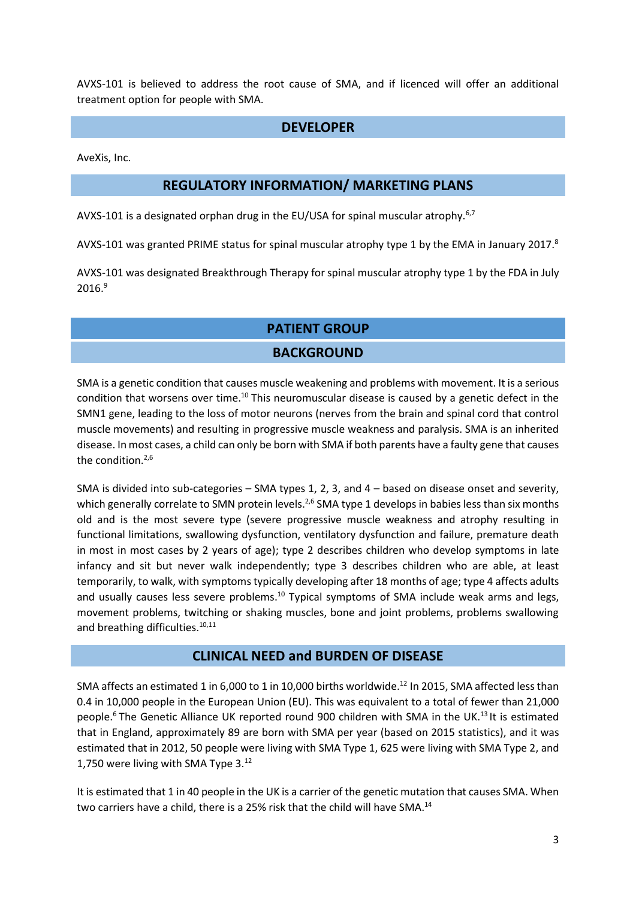AVXS-101 is believed to address the root cause of SMA, and if licenced will offer an additional treatment option for people with SMA.

## DEVELOPER

AveXis, Inc.

## REGULATORY INFORMATION/ MARKETING PLANS

AVXS-101 is a designated orphan drug in the EU/USA for spinal muscular atrophy.[6,7]

AVXS-101 was granted PRIME status for spinal muscular atrophy type 1 by the EMA in January 2017.[8]

AVXS-101 was designated Breakthrough Therapy for spinal muscular atrophy type 1 by the FDA in July 2016.[9]

## PATIENT GROUP

## BACKGROUND

SMA is a genetic condition that causes muscle weakening and problems with movement. It is a serious condition that worsens over time.[10] This neuromuscular disease is caused by a genetic defect in the SMN1 gene, leading to the loss of motor neurons (nerves from the brain and spinal cord that control muscle movements) and resulting in progressive muscle weakness and paralysis. SMA is an inherited disease. In most cases, a child can only be born with SMA if both parents have a faulty gene that causes the condition.[2,6]

SMA is divided into sub-categories – SMA types 1, 2, 3, and 4 – based on disease onset and severity, which generally correlate to SMN protein levels.[2,6] SMA type 1 develops in babies less than six months old and is the most severe type (severe progressive muscle weakness and atrophy resulting in functional limitations, swallowing dysfunction, ventilatory dysfunction and failure, premature death in most in most cases by 2 years of age); type 2 describes children who develop symptoms in late infancy and sit but never walk independently; type 3 describes children who are able, at least temporarily, to walk, with symptoms typically developing after 18 months of age; type 4 affects adults and usually causes less severe problems.[10] Typical symptoms of SMA include weak arms and legs, movement problems, twitching or shaking muscles, bone and joint problems, problems swallowing and breathing difficulties.[10,11]

## CLINICAL NEED and BURDEN OF DISEASE

SMA affects an estimated 1 in 6,000 to 1 in 10,000 births worldwide.[12] In 2015, SMA affected less than 0.4 in 10,000 people in the European Union (EU). This was equivalent to a total of fewer than 21,000 people.[6] The Genetic Alliance UK reported round 900 children with SMA in the UK.[13] It is estimated that in England, approximately 89 are born with SMA per year (based on 2015 statistics), and it was estimated that in 2012, 50 people were living with SMA Type 1, 625 were living with SMA Type 2, and 1,750 were living with SMA Type 3.[12]

It is estimated that 1 in 40 people in the UK is a carrier of the genetic mutation that causes SMA. When two carriers have a child, there is a 25% risk that the child will have SMA.[14]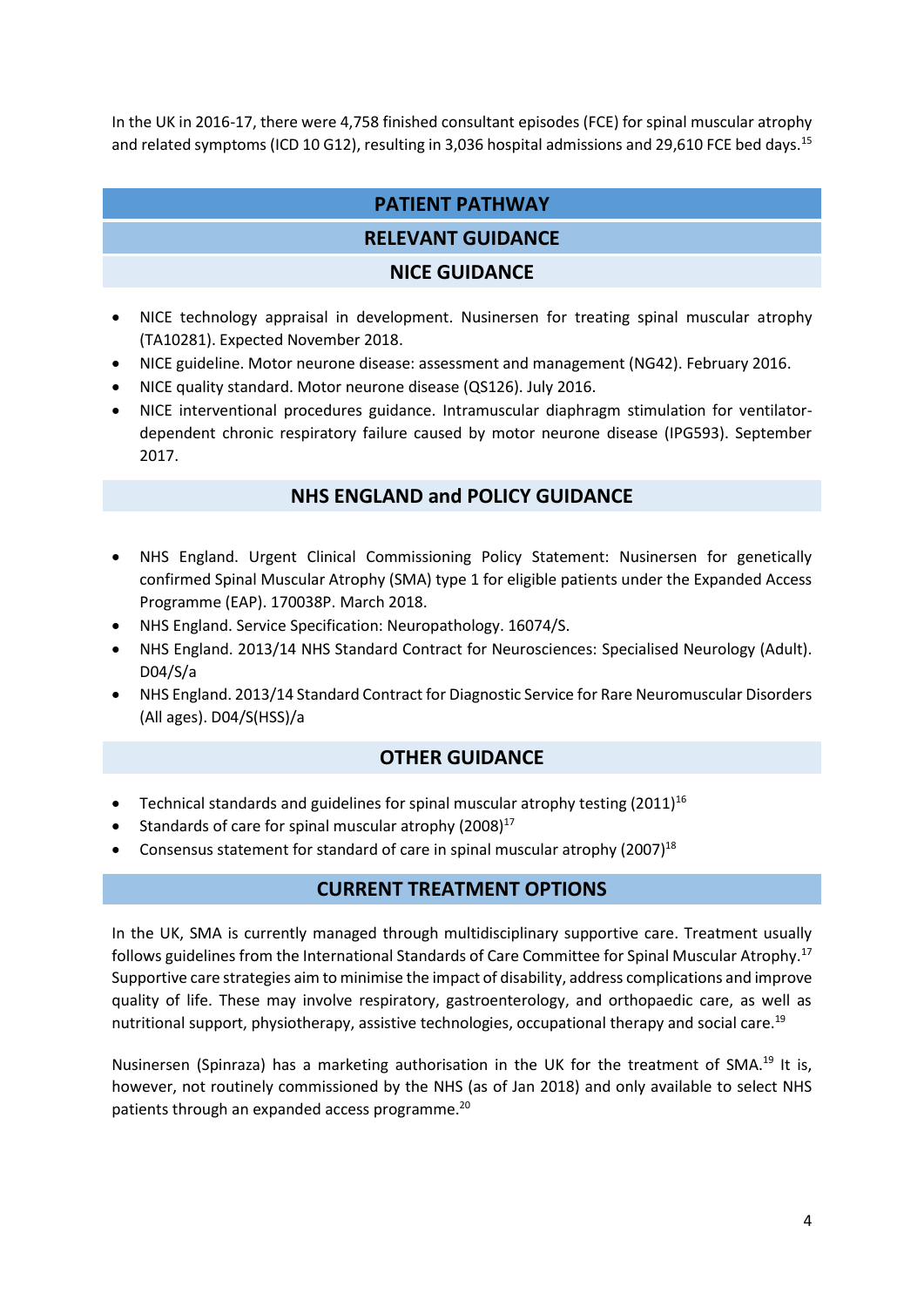In the UK in 2016-17, there were 4,758 finished consultant episodes (FCE) for spinal muscular atrophy and related symptoms (ICD 10 G12), resulting in 3,036 hospital admissions and 29,610 FCE bed days.[15]

## PATIENT PATHWAY

## RELEVANT GUIDANCE

### NICE GUIDANCE

- NICE technology appraisal in development. Nusinersen for treating spinal muscular atrophy (TA10281). Expected November 2018.
- NICE guideline. Motor neurone disease: assessment and management (NG42). February 2016.
- NICE quality standard. Motor neurone disease (QS126). July 2016.
- NICE interventional procedures guidance. Intramuscular diaphragm stimulation for ventilator-dependent chronic respiratory failure caused by motor neurone disease (IPG593). September 2017.

### NHS ENGLAND and POLICY GUIDANCE

- NHS England. Urgent Clinical Commissioning Policy Statement: Nusinersen for genetically confirmed Spinal Muscular Atrophy (SMA) type 1 for eligible patients under the Expanded Access Programme (EAP). 170038P. March 2018.
- NHS England. Service Specification: Neuropathology. 16074/S.
- NHS England. 2013/14 NHS Standard Contract for Neurosciences: Specialised Neurology (Adult). D04/S/a
- NHS England. 2013/14 Standard Contract for Diagnostic Service for Rare Neuromuscular Disorders (All ages). D04/S(HSS)/a

### OTHER GUIDANCE

- Technical standards and guidelines for spinal muscular atrophy testing (2011)[16]
- Standards of care for spinal muscular atrophy (2008)[17]
- Consensus statement for standard of care in spinal muscular atrophy (2007)[18]

## CURRENT TREATMENT OPTIONS

In the UK, SMA is currently managed through multidisciplinary supportive care. Treatment usually follows guidelines from the International Standards of Care Committee for Spinal Muscular Atrophy.[17] Supportive care strategies aim to minimise the impact of disability, address complications and improve quality of life. These may involve respiratory, gastroenterology, and orthopaedic care, as well as nutritional support, physiotherapy, assistive technologies, occupational therapy and social care.[19]

Nusinersen (Spinraza) has a marketing authorisation in the UK for the treatment of SMA.[19] It is, however, not routinely commissioned by the NHS (as of Jan 2018) and only available to select NHS patients through an expanded access programme.[20]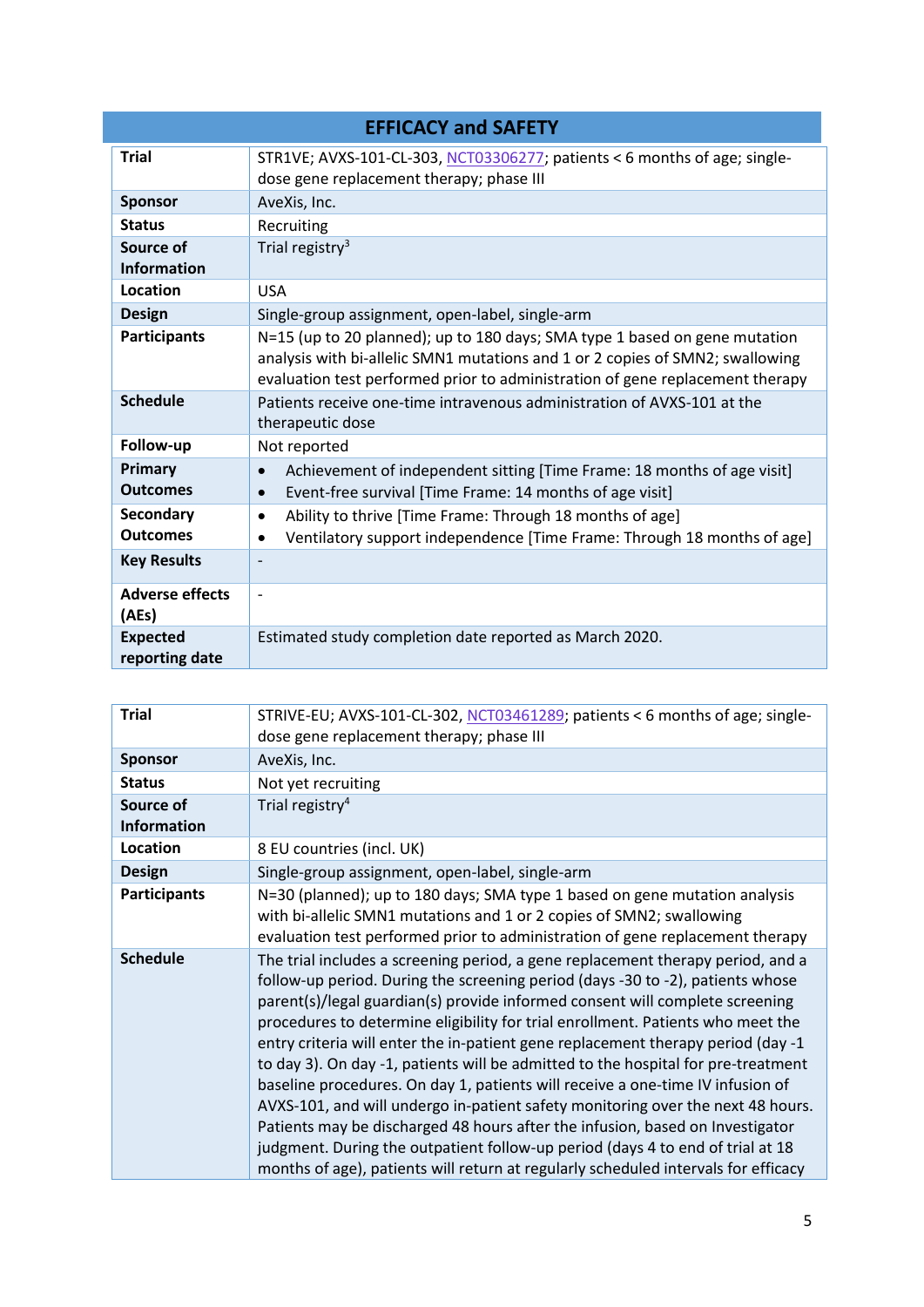## EFFICACY and SAFETY

| Trial | STR1VE; AVXS-101-CL-303, NCT03306277; patients < 6 months of age; single-dose gene replacement therapy; phase III |
|---|---|
| Sponsor | AveXis, Inc. |
| Status | Recruiting |
| Source of Information | Trial registry[3] |
| Location | USA |
| Design | Single-group assignment, open-label, single-arm |
| Participants | N=15 (up to 20 planned); up to 180 days; SMA type 1 based on gene mutation analysis with bi-allelic SMN1 mutations and 1 or 2 copies of SMN2; swallowing evaluation test performed prior to administration of gene replacement therapy |
| Schedule | Patients receive one-time intravenous administration of AVXS-101 at the therapeutic dose |
| Follow-up | Not reported |
| Primary Outcomes | • Achievement of independent sitting [Time Frame: 18 months of age visit]<br>• Event-free survival [Time Frame: 14 months of age visit] |
| Secondary Outcomes | • Ability to thrive [Time Frame: Through 18 months of age]<br>• Ventilatory support independence [Time Frame: Through 18 months of age] |
| Key Results | - |
| Adverse effects (AEs) | - |
| Expected reporting date | Estimated study completion date reported as March 2020. |

| Trial | STRIVE-EU; AVXS-101-CL-302, NCT03461289; patients < 6 months of age; single-dose gene replacement therapy; phase III |
|---|---|
| Sponsor | AveXis, Inc. |
| Status | Not yet recruiting |
| Source of Information | Trial registry[4] |
| Location | 8 EU countries (incl. UK) |
| Design | Single-group assignment, open-label, single-arm |
| Participants | N=30 (planned); up to 180 days; SMA type 1 based on gene mutation analysis with bi-allelic SMN1 mutations and 1 or 2 copies of SMN2; swallowing evaluation test performed prior to administration of gene replacement therapy |
| Schedule | The trial includes a screening period, a gene replacement therapy period, and a follow-up period. During the screening period (days -30 to -2), patients whose parent(s)/legal guardian(s) provide informed consent will complete screening procedures to determine eligibility for trial enrollment. Patients who meet the entry criteria will enter the in-patient gene replacement therapy period (day -1 to day 3). On day -1, patients will be admitted to the hospital for pre-treatment baseline procedures. On day 1, patients will receive a one-time IV infusion of AVXS-101, and will undergo in-patient safety monitoring over the next 48 hours. Patients may be discharged 48 hours after the infusion, based on Investigator judgment. During the outpatient follow-up period (days 4 to end of trial at 18 months of age), patients will return at regularly scheduled intervals for efficacy |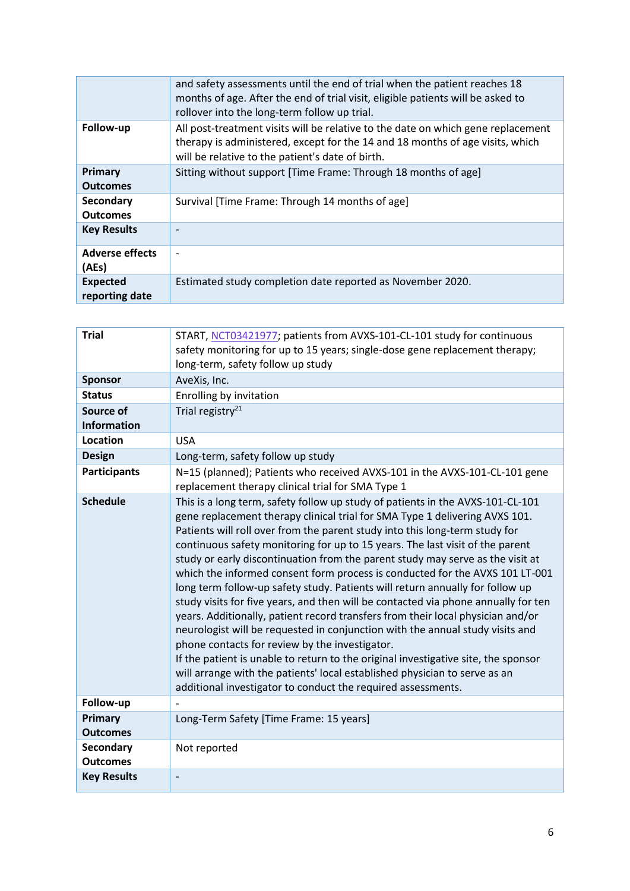|  |  |
|---|---|
|  | and safety assessments until the end of trial when the patient reaches 18 months of age. After the end of trial visit, eligible patients will be asked to rollover into the long-term follow up trial. |
| **Follow-up** | All post-treatment visits will be relative to the date on which gene replacement therapy is administered, except for the 14 and 18 months of age visits, which will be relative to the patient's date of birth. |
| **Primary Outcomes** | Sitting without support [Time Frame: Through 18 months of age] |
| **Secondary Outcomes** | Survival [Time Frame: Through 14 months of age] |
| **Key Results** | - |
| **Adverse effects (AEs)** | - |
| **Expected reporting date** | Estimated study completion date reported as November 2020. |

| **Trial** | START, NCT03421977; patients from AVXS-101-CL-101 study for continuous safety monitoring for up to 15 years; single-dose gene replacement therapy; long-term, safety follow up study |
|---|---|
| **Sponsor** | AveXis, Inc. |
| **Status** | Enrolling by invitation |
| **Source of Information** | Trial registry[21] |
| **Location** | USA |
| **Design** | Long-term, safety follow up study |
| **Participants** | N=15 (planned); Patients who received AVXS-101 in the AVXS-101-CL-101 gene replacement therapy clinical trial for SMA Type 1 |
| **Schedule** | This is a long term, safety follow up study of patients in the AVXS-101-CL-101 gene replacement therapy clinical trial for SMA Type 1 delivering AVXS 101. Patients will roll over from the parent study into this long-term study for continuous safety monitoring for up to 15 years. The last visit of the parent study or early discontinuation from the parent study may serve as the visit at which the informed consent form process is conducted for the AVXS 101 LT-001 long term follow-up safety study. Patients will return annually for follow up study visits for five years, and then will be contacted via phone annually for ten years. Additionally, patient record transfers from their local physician and/or neurologist will be requested in conjunction with the annual study visits and phone contacts for review by the investigator.<br>If the patient is unable to return to the original investigative site, the sponsor will arrange with the patients' local established physician to serve as an additional investigator to conduct the required assessments. |
| **Follow-up** | - |
| **Primary Outcomes** | Long-Term Safety [Time Frame: 15 years] |
| **Secondary Outcomes** | Not reported |
| **Key Results** | - |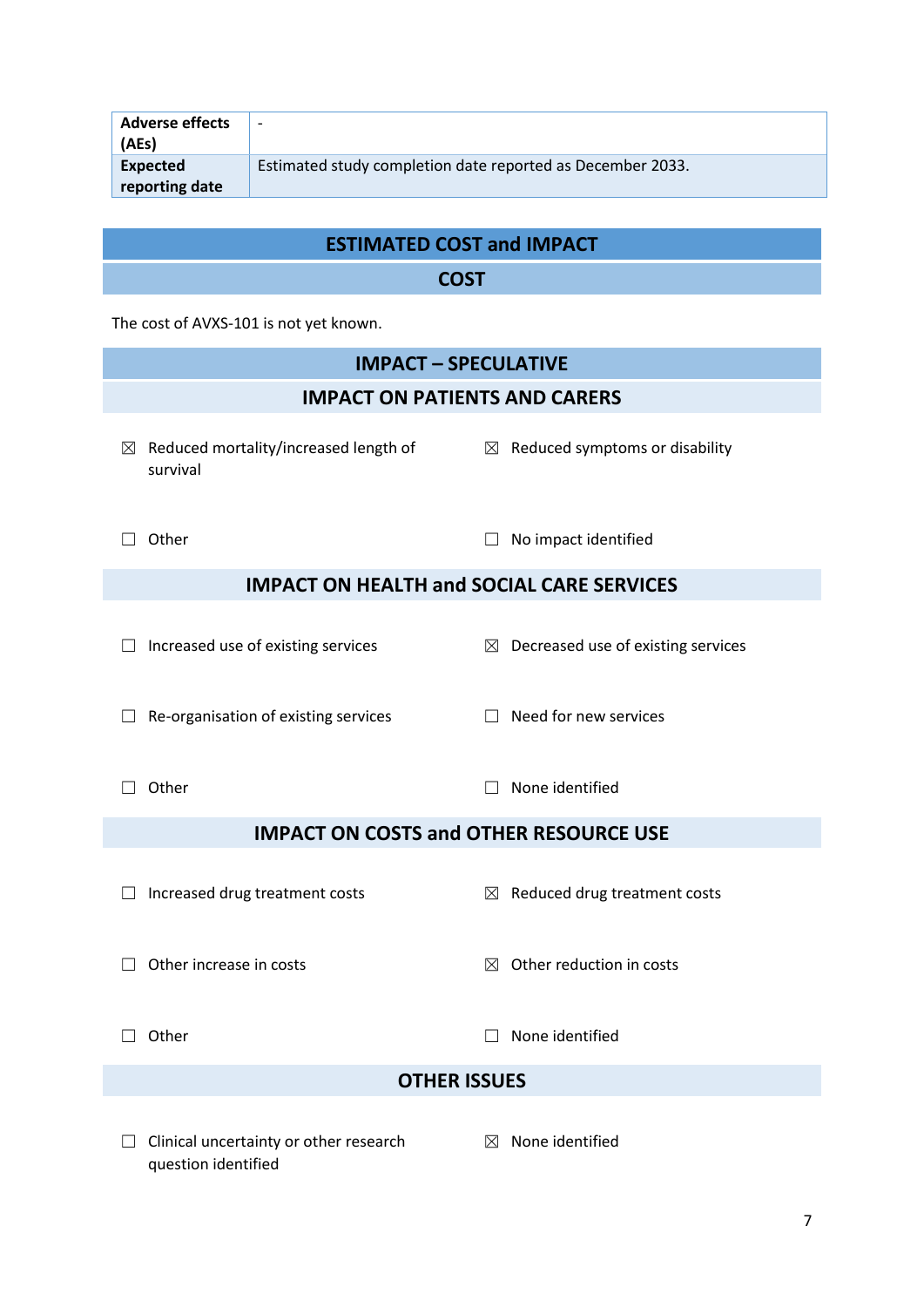| | |
|---|---|
| **Adverse effects (AEs)** | - |
| **Expected reporting date** | Estimated study completion date reported as December 2033. |

## ESTIMATED COST and IMPACT

### COST

The cost of AVXS-101 is not yet known.

### IMPACT – SPECULATIVE

#### IMPACT ON PATIENTS AND CARERS

☒ Reduced mortality/increased length of survival

☒ Reduced symptoms or disability

☐ Other

☐ No impact identified

#### IMPACT ON HEALTH and SOCIAL CARE SERVICES

☐ Increased use of existing services

☒ Decreased use of existing services

☐ Re-organisation of existing services

☐ Need for new services

☐ Other

☐ None identified

#### IMPACT ON COSTS and OTHER RESOURCE USE

☐ Increased drug treatment costs

☒ Reduced drug treatment costs

☐ Other increase in costs

☒ Other reduction in costs

☐ Other

☐ None identified

#### OTHER ISSUES

☐ Clinical uncertainty or other research question identified

☒ None identified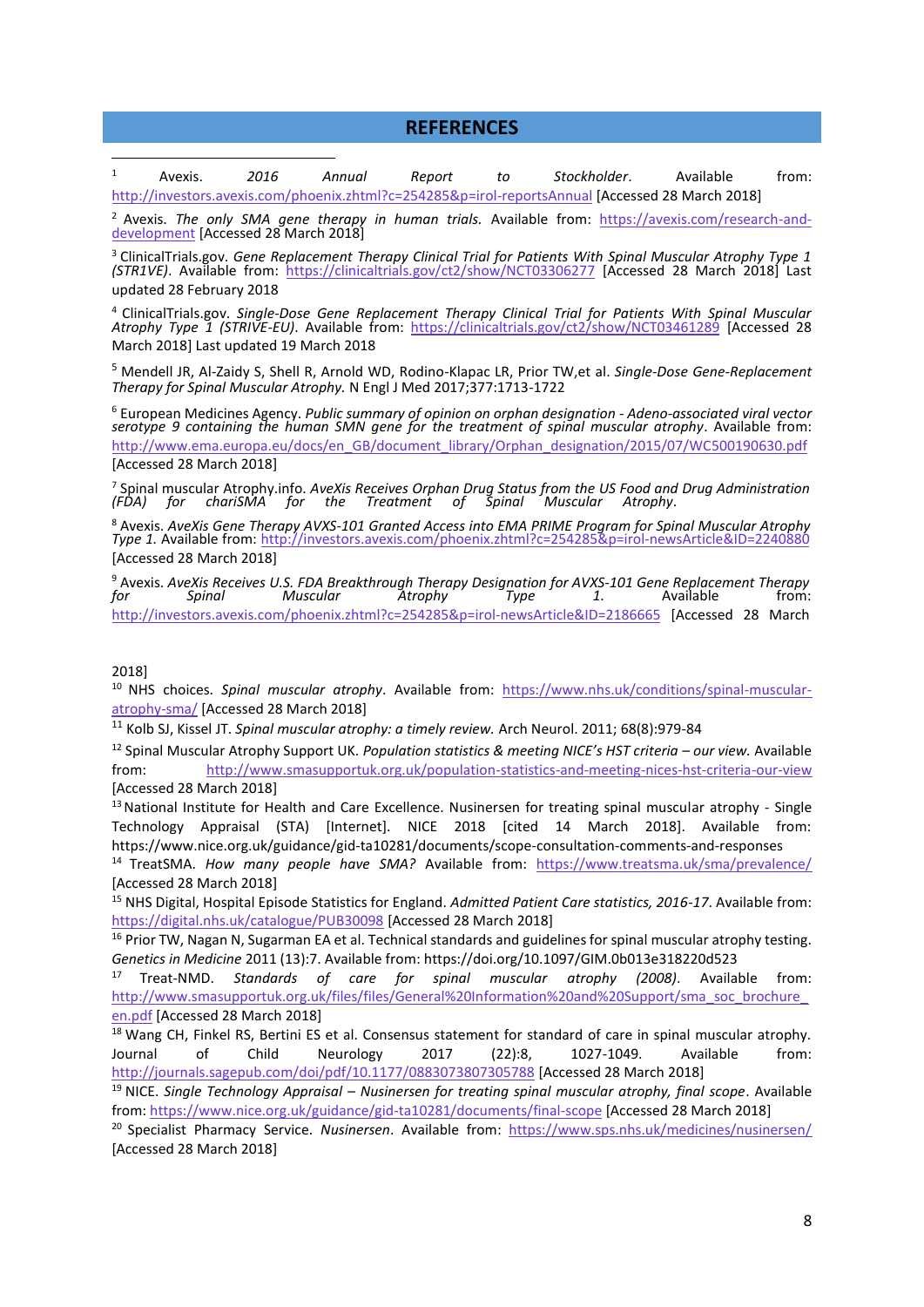## REFERENCES

[1] Avexis. *2016 Annual Report to Stockholder*. Available from: http://investors.avexis.com/phoenix.zhtml?c=254285&p=irol-reportsAnnual [Accessed 28 March 2018]

[2] Avexis. *The only SMA gene therapy in human trials.* Available from: https://avexis.com/research-and-development [Accessed 28 March 2018]

[3] ClinicalTrials.gov. *Gene Replacement Therapy Clinical Trial for Patients With Spinal Muscular Atrophy Type 1 (STR1VE)*. Available from: https://clinicaltrials.gov/ct2/show/NCT03306277 [Accessed 28 March 2018] Last updated 28 February 2018

[4] ClinicalTrials.gov. *Single-Dose Gene Replacement Therapy Clinical Trial for Patients With Spinal Muscular Atrophy Type 1 (STRIVE-EU)*. Available from: https://clinicaltrials.gov/ct2/show/NCT03461289 [Accessed 28 March 2018] Last updated 19 March 2018

[5] Mendell JR, Al-Zaidy S, Shell R, Arnold WD, Rodino-Klapac LR, Prior TW,et al. *Single-Dose Gene-Replacement Therapy for Spinal Muscular Atrophy.* N Engl J Med 2017;377:1713-1722

[6] European Medicines Agency. *Public summary of opinion on orphan designation - Adeno-associated viral vector serotype 9 containing the human SMN gene for the treatment of spinal muscular atrophy*. Available from: http://www.ema.europa.eu/docs/en_GB/document_library/Orphan_designation/2015/07/WC500190630.pdf [Accessed 28 March 2018]

[7] Spinal muscular Atrophy.info. *AveXis Receives Orphan Drug Status from the US Food and Drug Administration (FDA) for chariSMA for the Treatment of Spinal Muscular Atrophy.*

[8] Avexis. *AveXis Gene Therapy AVXS-101 Granted Access into EMA PRIME Program for Spinal Muscular Atrophy Type 1.* Available from: http://investors.avexis.com/phoenix.zhtml?c=254285&p=irol-newsArticle&ID=2240880 [Accessed 28 March 2018]

[9] Avexis. *AveXis Receives U.S. FDA Breakthrough Therapy Designation for AVXS-101 Gene Replacement Therapy for Spinal Muscular Atrophy Type 1.* Available from: http://investors.avexis.com/phoenix.zhtml?c=254285&p=irol-newsArticle&ID=2186665 [Accessed 28 March 2018]

[10] NHS choices. *Spinal muscular atrophy*. Available from: https://www.nhs.uk/conditions/spinal-muscular-atrophy-sma/ [Accessed 28 March 2018]

[11] Kolb SJ, Kissel JT. *Spinal muscular atrophy: a timely review.* Arch Neurol. 2011; 68(8):979-84

[12] Spinal Muscular Atrophy Support UK. *Population statistics & meeting NICE's HST criteria – our view.* Available from: http://www.smasupportuk.org.uk/population-statistics-and-meeting-nices-hst-criteria-our-view [Accessed 28 March 2018]

[13] National Institute for Health and Care Excellence. Nusinersen for treating spinal muscular atrophy - Single Technology Appraisal (STA) [Internet]. NICE 2018 [cited 14 March 2018]. Available from: https://www.nice.org.uk/guidance/gid-ta10281/documents/scope-consultation-comments-and-responses

[14] TreatSMA. *How many people have SMA?* Available from: https://www.treatsma.uk/sma/prevalence/ [Accessed 28 March 2018]

[15] NHS Digital, Hospital Episode Statistics for England. *Admitted Patient Care statistics, 2016-17*. Available from: https://digital.nhs.uk/catalogue/PUB30098 [Accessed 28 March 2018]

[16] Prior TW, Nagan N, Sugarman EA et al. Technical standards and guidelines for spinal muscular atrophy testing. *Genetics in Medicine* 2011 (13):7. Available from: https://doi.org/10.1097/GIM.0b013e318220d523

[17] Treat-NMD. *Standards of care for spinal muscular atrophy (2008)*. Available from: http://www.smasupportuk.org.uk/files/files/General%20Information%20and%20Support/sma_soc_brochure_en.pdf [Accessed 28 March 2018]

[18] Wang CH, Finkel RS, Bertini ES et al. Consensus statement for standard of care in spinal muscular atrophy. Journal of Child Neurology 2017 (22):8, 1027-1049. Available from: http://journals.sagepub.com/doi/pdf/10.1177/0883073807305788 [Accessed 28 March 2018]

[19] NICE. *Single Technology Appraisal – Nusinersen for treating spinal muscular atrophy, final scope*. Available from: https://www.nice.org.uk/guidance/gid-ta10281/documents/final-scope [Accessed 28 March 2018]

[20] Specialist Pharmacy Service. *Nusinersen*. Available from: https://www.sps.nhs.uk/medicines/nusinersen/ [Accessed 28 March 2018]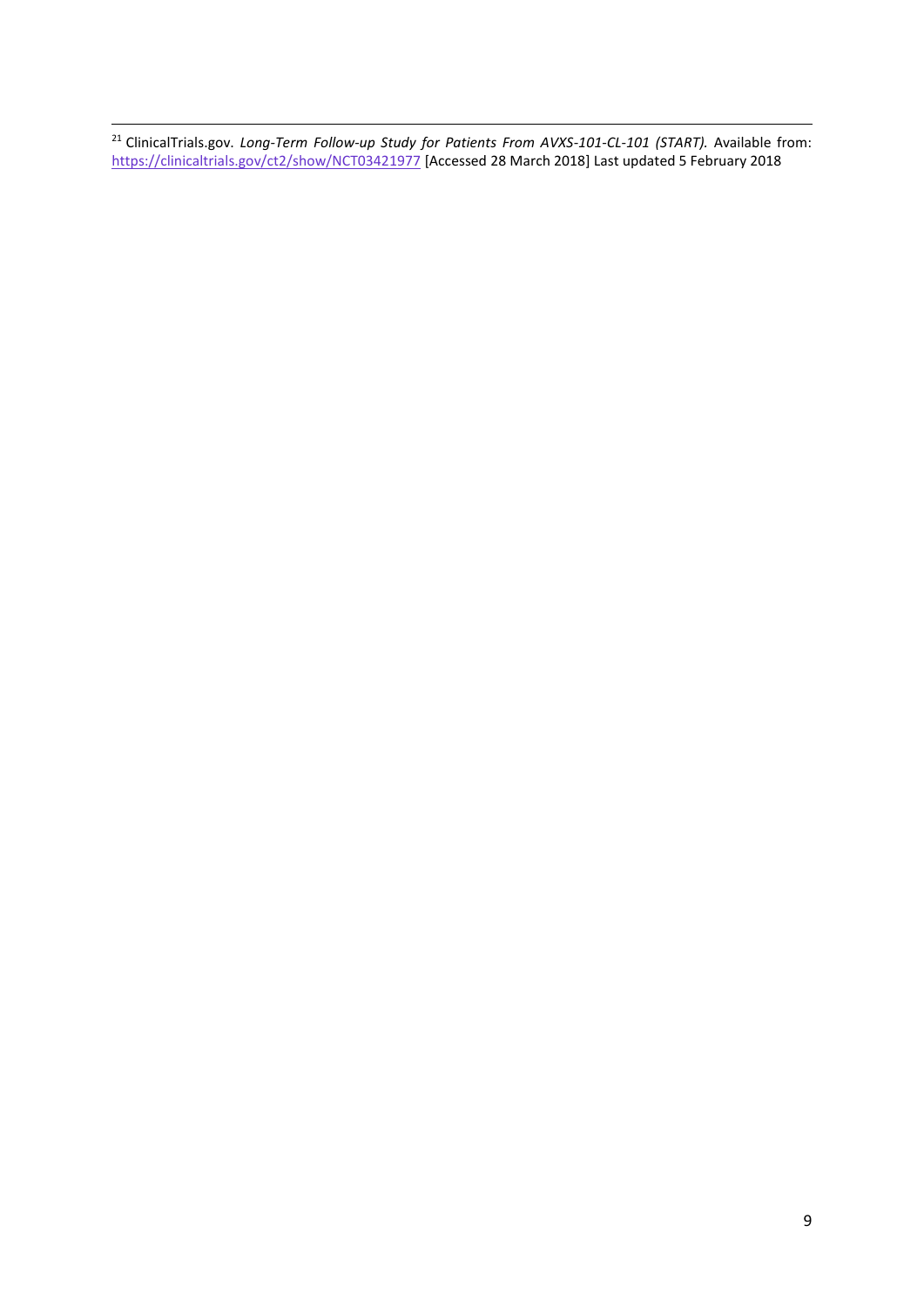[21] ClinicalTrials.gov. *Long-Term Follow-up Study for Patients From AVXS-101-CL-101 (START).* Available from: https://clinicaltrials.gov/ct2/show/NCT03421977 [Accessed 28 March 2018] Last updated 5 February 2018